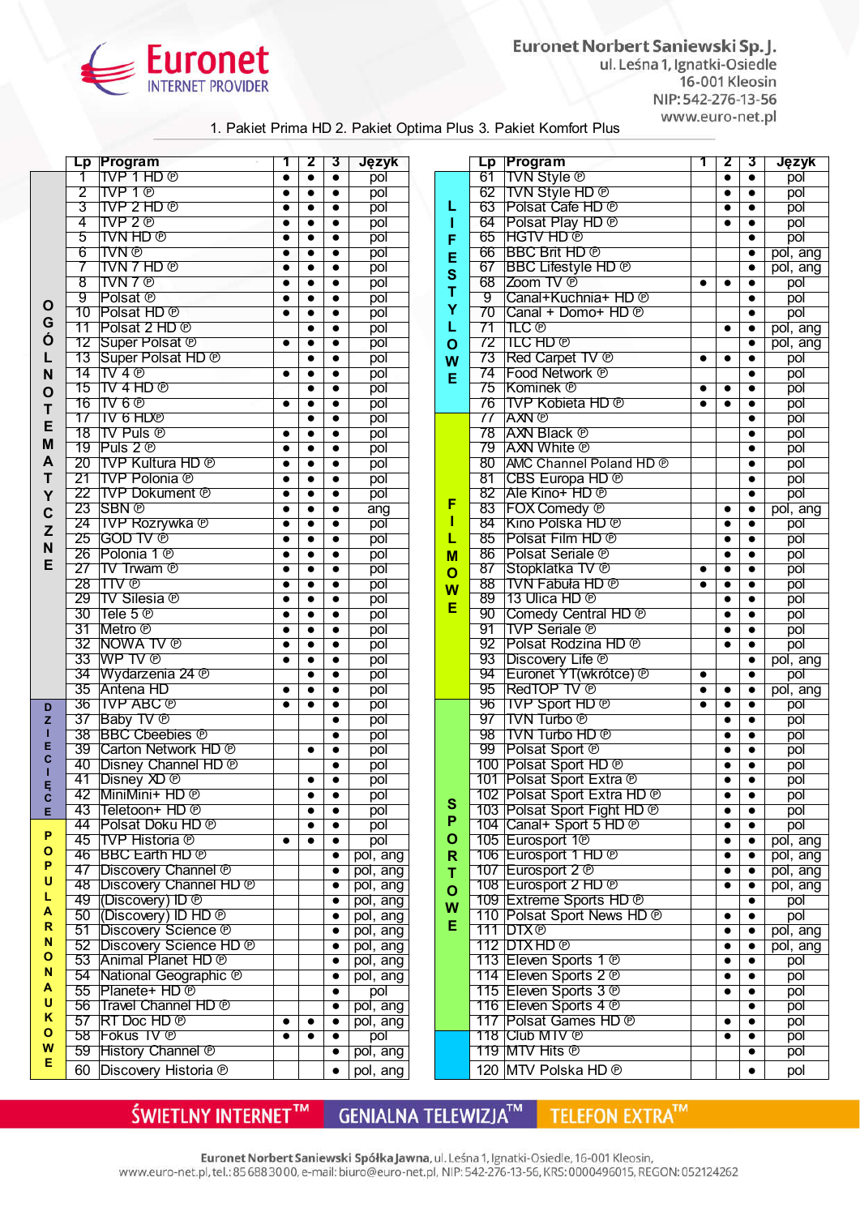Euronet INTERNET PROVIDER

Euronet Norbert Saniewski Sp. J.
ul. Leśna 1, Ignatki-Osiedle
16-001 Kleosin
NIP: 542-276-13-56
www.euro-net.pl

1. Pakiet Prima HD 2. Pakiet Optima Plus 3. Pakiet Komfort Plus

| Kategoria | Lp | Program | 1 | 2 | 3 | Język |
|---|---|---|---|---|---|---|
| OGÓLNOTEMATYCZNE | 1 | TVP 1 HD ℗ | ● | ● | ● | pol |
| | 2 | TVP 1 ℗ | ● | ● | ● | pol |
| | 3 | TVP 2 HD ℗ | ● | ● | ● | pol |
| | 4 | TVP 2 ℗ | ● | ● | ● | pol |
| | 5 | TVN HD ℗ | ● | ● | ● | pol |
| | 6 | TVN ℗ | ● | ● | ● | pol |
| | 7 | TVN 7 HD ℗ | ● | ● | ● | pol |
| | 8 | TVN 7 ℗ | ● | ● | ● | pol |
| | 9 | Polsat ℗ | ● | ● | ● | pol |
| | 10 | Polsat HD ℗ | ● | ● | ● | pol |
| | 11 | Polsat 2 HD ℗ | | ● | ● | pol |
| | 12 | Super Polsat ℗ | ● | ● | ● | pol |
| | 13 | Super Polsat HD ℗ | | ● | ● | pol |
| | 14 | TV 4 ℗ | ● | ● | ● | pol |
| | 15 | TV 4 HD ℗ | | ● | ● | pol |
| | 16 | TV 6 ℗ | ● | ● | ● | pol |
| | 17 | TV 6 HD℗ | | ● | ● | pol |
| | 18 | TV Puls ℗ | ● | ● | ● | pol |
| | 19 | Puls 2 ℗ | ● | ● | ● | pol |
| | 20 | TVP Kultura HD ℗ | ● | ● | ● | pol |
| | 21 | TVP Polonia ℗ | ● | ● | ● | pol |
| | 22 | TVP Dokument ℗ | ● | ● | ● | pol |
| | 23 | SBN ℗ | ● | ● | ● | ang |
| | 24 | TVP Rozrywka ℗ | ● | ● | ● | pol |
| | 25 | GOD TV ℗ | ● | ● | ● | pol |
| | 26 | Polonia 1 ℗ | ● | ● | ● | pol |
| | 27 | TV Trwam ℗ | ● | ● | ● | pol |
| | 28 | ITV ℗ | ● | ● | ● | pol |
| | 29 | TV Silesia ℗ | ● | ● | ● | pol |
| | 30 | Tele 5 ℗ | ● | ● | ● | pol |
| | 31 | Metro ℗ | ● | ● | ● | pol |
| | 32 | NOWA TV ℗ | ● | ● | ● | pol |
| | 33 | WP TV ℗ | ● | ● | ● | pol |
| | 34 | Wydarzenia 24 ℗ | | ● | ● | pol |
| | 35 | Antena HD | ● | ● | ● | pol |
| DZIECIĘCE | 36 | TVP ABC ℗ | ● | ● | ● | pol |
| | 37 | Baby TV ℗ | | | ● | pol |
| | 38 | BBC Cbeebies ℗ | | | ● | pol |
| | 39 | Carton Network HD ℗ | | ● | ● | pol |
| | 40 | Disney Channel HD ℗ | | | ● | pol |
| | 41 | Disney XD ℗ | | ● | ● | pol |
| | 42 | MiniMini+ HD ℗ | | ● | ● | pol |
| | 43 | Teletoon+ HD ℗ | | ● | ● | pol |
| POPULARNONAUKOWE | 44 | Polsat Doku HD ℗ | | ● | ● | pol |
| | 45 | TVP Historia ℗ | ● | ● | ● | pol |
| | 46 | BBC Earth HD ℗ | | | ● | pol, ang |
| | 47 | Discovery Channel ℗ | | | ● | pol, ang |
| | 48 | Discovery Channel HD ℗ | | | ● | pol, ang |
| | 49 | (Discovery) ID ℗ | | | ● | pol, ang |
| | 50 | (Discovery) ID HD ℗ | | | ● | pol, ang |
| | 51 | Discovery Science ℗ | | | ● | pol, ang |
| | 52 | Discovery Science HD ℗ | | | ● | pol, ang |
| | 53 | Animal Planet HD ℗ | | | ● | pol, ang |
| | 54 | National Geographic ℗ | | | ● | pol, ang |
| | 55 | Planete+ HD ℗ | | | ● | pol |
| | 56 | Travel Channel HD ℗ | | | ● | pol, ang |
| | 57 | RT Doc HD ℗ | ● | ● | ● | pol, ang |
| | 58 | Fokus TV ℗ | ● | ● | ● | pol |
| | 59 | History Channel ℗ | | | ● | pol, ang |
| | 60 | Discovery Historia ℗ | | | ● | pol, ang |
| LIFESTYLOWE | 61 | TVN Style ℗ | | ● | ● | pol |
| | 62 | TVN Style HD ℗ | | ● | ● | pol |
| | 63 | Polsat Cafe HD ℗ | | ● | ● | pol |
| | 64 | Polsat Play HD ℗ | | ● | ● | pol |
| | 65 | HGTV HD ℗ | | | ● | pol |
| | 66 | BBC Brit HD ℗ | | | ● | pol, ang |
| | 67 | BBC Lifestyle HD ℗ | | | ● | pol, ang |
| | 68 | Zoom TV ℗ | ● | ● | ● | pol |
| | 9 | Canal+Kuchnia+ HD ℗ | | | ● | pol |
| | 70 | Canal + Domo+ HD ℗ | | | ● | pol |
| | 71 | TLC ℗ | | ● | ● | pol, ang |
| | 72 | TLC HD ℗ | | | ● | pol, ang |
| | 73 | Red Carpet TV ℗ | ● | ● | ● | pol |
| | 74 | Food Network ℗ | | | ● | pol |
| | 75 | Kominek ℗ | ● | ● | ● | pol |
| | 76 | TVP Kobieta HD ℗ | ● | ● | ● | pol |
| FILMOWE | 77 | AXN ℗ | | | ● | pol |
| | 78 | AXN Black ℗ | | | ● | pol |
| | 79 | AXN White ℗ | | | ● | pol |
| | 80 | AMC Channel Poland HD ℗ | | | ● | pol |
| | 81 | CBS Europa HD ℗ | | | ● | pol |
| | 82 | Ale Kino+ HD ℗ | | | ● | pol |
| | 83 | FOX Comedy ℗ | | ● | ● | pol, ang |
| | 84 | Kino Polska HD ℗ | | ● | ● | pol |
| | 85 | Polsat Film HD ℗ | | ● | ● | pol |
| | 86 | Polsat Seriale ℗ | | ● | ● | pol |
| | 87 | Stopklatka TV ℗ | ● | ● | ● | pol |
| | 88 | TVN Fabuła HD ℗ | ● | ● | ● | pol |
| | 89 | 13 Ulica HD ℗ | | ● | ● | pol |
| | 90 | Comedy Central HD ℗ | | ● | ● | pol |
| | 91 | TVP Seriale ℗ | | ● | ● | pol |
| | 92 | Polsat Rodzina HD ℗ | | ● | ● | pol |
| | 93 | Discovery Life ℗ | | | ● | pol, ang |
| | 94 | Euronet YT(wkrótce) ℗ | ● | | ● | pol |
| | 95 | RedTOP TV ℗ | ● | ● | ● | pol, ang |
| SPORTOWE | 96 | TVP Sport HD ℗ | ● | ● | ● | pol |
| | 97 | TVN Turbo ℗ | | ● | ● | pol |
| | 98 | TVN Turbo HD ℗ | | ● | ● | pol |
| | 99 | Polsat Sport ℗ | | ● | ● | pol |
| | 100 | Polsat Sport HD ℗ | | ● | ● | pol |
| | 101 | Polsat Sport Extra ℗ | | ● | ● | pol |
| | 102 | Polsat Sport Extra HD ℗ | | ● | ● | pol |
| | 103 | Polsat Sport Fight HD ℗ | | ● | ● | pol |
| | 104 | Canal+ Sport 5 HD ℗ | | ● | ● | pol |
| | 105 | Eurosport 1℗ | | ● | ● | pol, ang |
| | 106 | Eurosport 1 HD ℗ | | ● | ● | pol, ang |
| | 107 | Eurosport 2 ℗ | | ● | ● | pol, ang |
| | 108 | Eurosport 2 HD ℗ | | ● | ● | pol, ang |
| | 109 | Extreme Sports HD ℗ | | | ● | pol |
| | 110 | Polsat Sport News HD ℗ | | ● | ● | pol |
| | 111 | DTX℗ | | ● | ● | pol, ang |
| | 112 | DTX HD ℗ | | ● | ● | pol, ang |
| | 113 | Eleven Sports 1 ℗ | | ● | ● | pol |
| | 114 | Eleven Sports 2 ℗ | | ● | ● | pol |
| | 115 | Eleven Sports 3 ℗ | | ● | ● | pol |
| | 116 | Eleven Sports 4 ℗ | | | ● | pol |
| | 117 | Polsat Games HD ℗ | | ● | ● | pol |
| | 118 | Club MTV ℗ | | ● | ● | pol |
| | 119 | MTV Hits ℗ | | | ● | pol |
| | 120 | MTV Polska HD ℗ | | | ● | pol |

ŚWIETLNY INTERNET™ GENIALNA TELEWIZJA™ TELEFON EXTRA™

Euronet Norbert Saniewski Spółka Jawna, ul. Leśna 1, Ignatki-Osiedle, 16-001 Kleosin,
www.euro-net.pl, tel.: 85 688 30 00, e-mail: biuro@euro-net.pl, NIP: 542-276-13-56, KRS: 0000496015, REGON: 052124262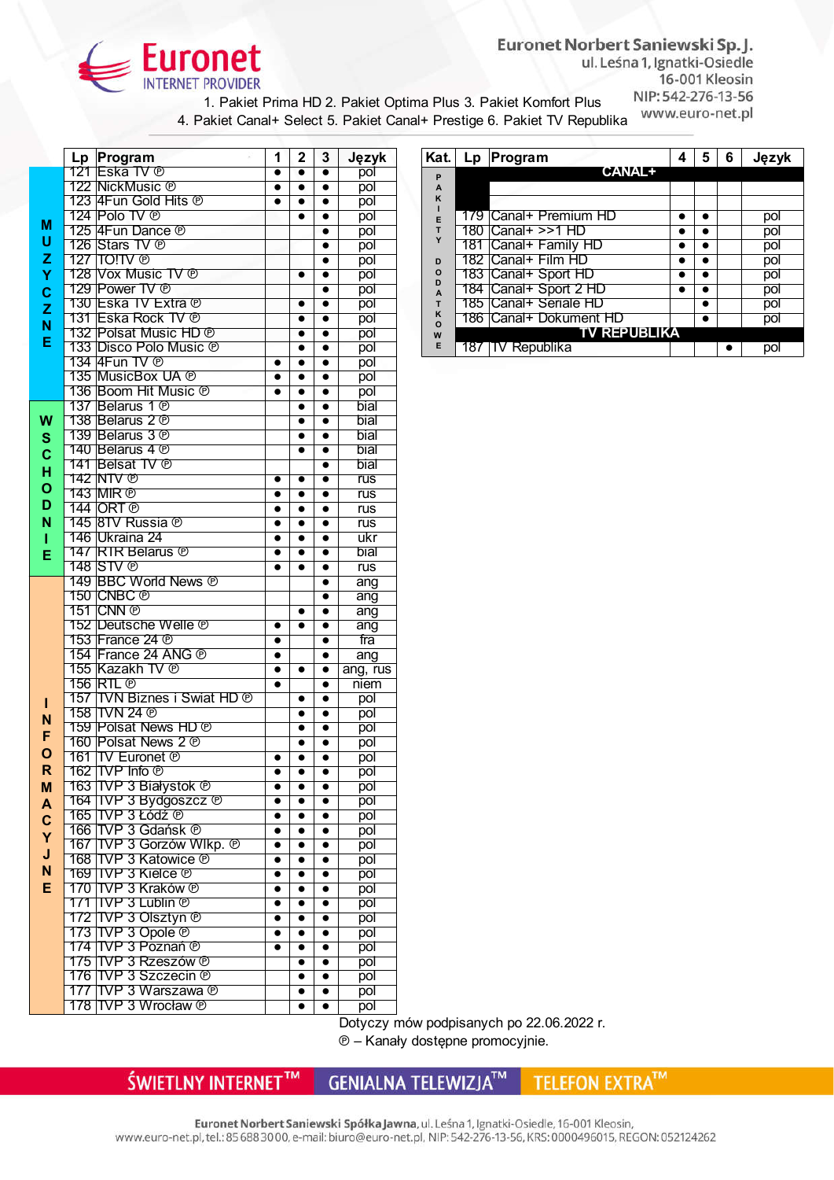Euronet Norbert Saniewski Sp. J.
ul. Leśna 1, Ignatki-Osiedle
16-001 Kleosin
NIP: 542-276-13-56
www.euro-net.pl

1. Pakiet Prima HD 2. Pakiet Optima Plus 3. Pakiet Komfort Plus
4. Pakiet Canal+ Select 5. Pakiet Canal+ Prestige 6. Pakiet TV Republika

| Kat. | Lp | Program | 1 | 2 | 3 | Język |
|---|---|---|---|---|---|---|
| MUZYCZNE | 121 | Eska TV ℗ | ● | ● | ● | pol |
| | 122 | NickMusic ℗ | ● | ● | ● | pol |
| | 123 | 4Fun Gold Hits ℗ | ● | ● | ● | pol |
| | 124 | Polo TV ℗ | | ● | ● | pol |
| | 125 | 4Fun Dance ℗ | | | ● | pol |
| | 126 | Stars TV ℗ | | | ● | pol |
| | 127 | TO!TV ℗ | | | ● | pol |
| | 128 | Vox Music TV ℗ | | ● | ● | pol |
| | 129 | Power TV ℗ | | | ● | pol |
| | 130 | Eska TV Extra ℗ | | ● | ● | pol |
| | 131 | Eska Rock TV ℗ | | ● | ● | pol |
| | 132 | Polsat Music HD ℗ | | ● | ● | pol |
| | 133 | Disco Polo Music ℗ | | ● | ● | pol |
| | 134 | 4Fun TV ℗ | ● | ● | ● | pol |
| | 135 | MusicBox UA ℗ | ● | ● | ● | pol |
| | 136 | Boom Hit Music ℗ | ● | ● | ● | pol |
| WSCHODNIE | 137 | Belarus 1 ℗ | | ● | ● | bial |
| | 138 | Belarus 2 ℗ | | ● | ● | bial |
| | 139 | Belarus 3 ℗ | | ● | ● | bial |
| | 140 | Belarus 4 ℗ | | ● | ● | bial |
| | 141 | Belsat TV ℗ | | | ● | bial |
| | 142 | NTV ℗ | ● | ● | ● | rus |
| | 143 | MIR ℗ | ● | ● | ● | rus |
| | 144 | ORT ℗ | ● | ● | ● | rus |
| | 145 | 8TV Russia ℗ | ● | ● | ● | rus |
| | 146 | Ukraina 24 | ● | ● | ● | ukr |
| | 147 | RTR Belarus ℗ | ● | ● | ● | bial |
| | 148 | STV ℗ | ● | ● | ● | rus |
| INFORMACYJNE | 149 | BBC World News ℗ | | | ● | ang |
| | 150 | CNBC ℗ | | | ● | ang |
| | 151 | CNN ℗ | | ● | ● | ang |
| | 152 | Deutsche Welle ℗ | ● | ● | ● | ang |
| | 153 | France 24 ℗ | ● | | ● | fra |
| | 154 | France 24 ANG ℗ | ● | | ● | ang |
| | 155 | Kazakh TV ℗ | ● | ● | ● | ang, rus |
| | 156 | RTL ℗ | ● | | ● | niem |
| | 157 | TVN Biznes i Świat HD ℗ | | ● | ● | pol |
| | 158 | TVN 24 ℗ | | ● | ● | pol |
| | 159 | Polsat News HD ℗ | | ● | ● | pol |
| | 160 | Polsat News 2 ℗ | | ● | ● | pol |
| | 161 | TV Euronet ℗ | ● | ● | ● | pol |
| | 162 | TVP Info ℗ | ● | ● | ● | pol |
| | 163 | TVP 3 Białystok ℗ | ● | ● | ● | pol |
| | 164 | TVP 3 Bydgoszcz ℗ | ● | ● | ● | pol |
| | 165 | TVP 3 Łódź ℗ | ● | ● | ● | pol |
| | 166 | TVP 3 Gdańsk ℗ | ● | ● | ● | pol |
| | 167 | TVP 3 Gorzów Wlkp. ℗ | ● | ● | ● | pol |
| | 168 | TVP 3 Katowice ℗ | ● | ● | ● | pol |
| | 169 | TVP 3 Kielce ℗ | ● | ● | ● | pol |
| | 170 | TVP 3 Kraków ℗ | ● | ● | ● | pol |
| | 171 | TVP 3 Lublin ℗ | ● | ● | ● | pol |
| | 172 | TVP 3 Olsztyn ℗ | ● | ● | ● | pol |
| | 173 | TVP 3 Opole ℗ | ● | ● | ● | pol |
| | 174 | TVP 3 Poznań ℗ | ● | ● | ● | pol |
| | 175 | TVP 3 Rzeszów ℗ | | ● | ● | pol |
| | 176 | TVP 3 Szczecin ℗ | | ● | ● | pol |
| | 177 | TVP 3 Warszawa ℗ | | ● | ● | pol |
| | 178 | TVP 3 Wrocław ℗ | | ● | ● | pol |

| Kat. | Lp | Program | 4 | 5 | 6 | Język |
|---|---|---|---|---|---|---|
| PAKIETY DODATKOWE | | **CANAL+** | | | | |
| | 179 | Canal+ Premium HD | ● | ● | | pol |
| | 180 | Canal+ >>1 HD | ● | ● | | pol |
| | 181 | Canal+ Family HD | ● | ● | | pol |
| | 182 | Canal+ Film HD | ● | ● | | pol |
| | 183 | Canal+ Sport HD | ● | ● | | pol |
| | 184 | Canal+ Sport 2 HD | ● | ● | | pol |
| | 185 | Canal+ Seriale HD | | ● | | pol |
| | 186 | Canal+ Dokument HD | | ● | | pol |
| | | **TV REPUBLIKA** | | | | |
| | 187 | TV Republika | | | ● | pol |

Dotyczy mów podpisanych po 22.06.2022 r.
℗ – Kanały dostępne promocyjnie.

ŚWIETLNY INTERNET™ GENIALNA TELEWIZJA™ TELEFON EXTRA™

Euronet Norbert Saniewski Spółka Jawna, ul. Leśna 1, Ignatki-Osiedle, 16-001 Kleosin,
www.euro-net.pl, tel.: 85 688 30 00, e-mail: biuro@euro-net.pl, NIP: 542-276-13-56, KRS: 0000496015, REGON: 052124262